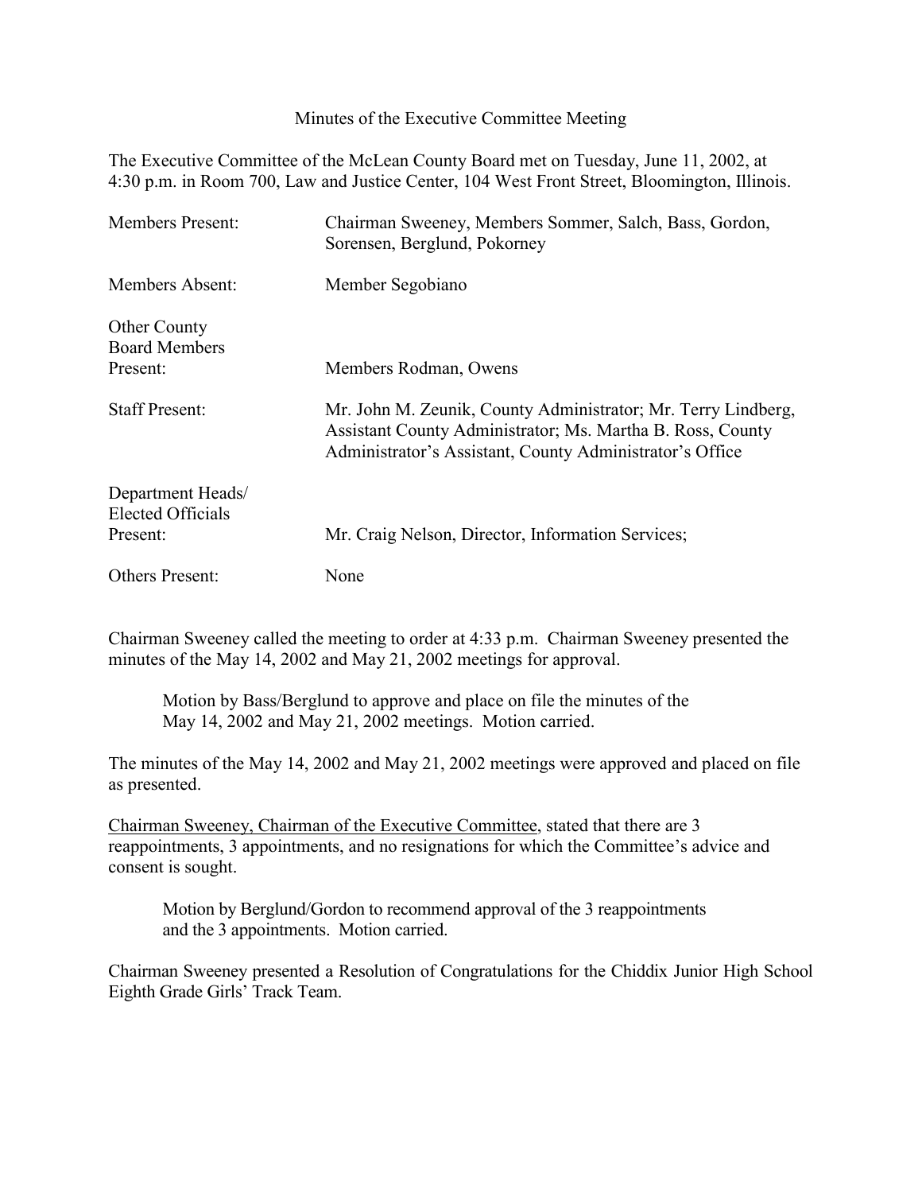# Minutes of the Executive Committee Meeting

The Executive Committee of the McLean County Board met on Tuesday, June 11, 2002, at 4:30 p.m. in Room 700, Law and Justice Center, 104 West Front Street, Bloomington, Illinois.

| | |
|---|---|
| Members Present: | Chairman Sweeney, Members Sommer, Salch, Bass, Gordon, Sorensen, Berglund, Pokorney |
| Members Absent: | Member Segobiano |
| Other County Board Members Present: | Members Rodman, Owens |
| Staff Present: | Mr. John M. Zeunik, County Administrator; Mr. Terry Lindberg, Assistant County Administrator; Ms. Martha B. Ross, County Administrator's Assistant, County Administrator's Office |
| Department Heads/ Elected Officials Present: | Mr. Craig Nelson, Director, Information Services; |
| Others Present: | None |

Chairman Sweeney called the meeting to order at 4:33 p.m. Chairman Sweeney presented the minutes of the May 14, 2002 and May 21, 2002 meetings for approval.

> Motion by Bass/Berglund to approve and place on file the minutes of the May 14, 2002 and May 21, 2002 meetings. Motion carried.

The minutes of the May 14, 2002 and May 21, 2002 meetings were approved and placed on file as presented.

Chairman Sweeney, Chairman of the Executive Committee, stated that there are 3 reappointments, 3 appointments, and no resignations for which the Committee's advice and consent is sought.

> Motion by Berglund/Gordon to recommend approval of the 3 reappointments and the 3 appointments. Motion carried.

Chairman Sweeney presented a Resolution of Congratulations for the Chiddix Junior High School Eighth Grade Girls' Track Team.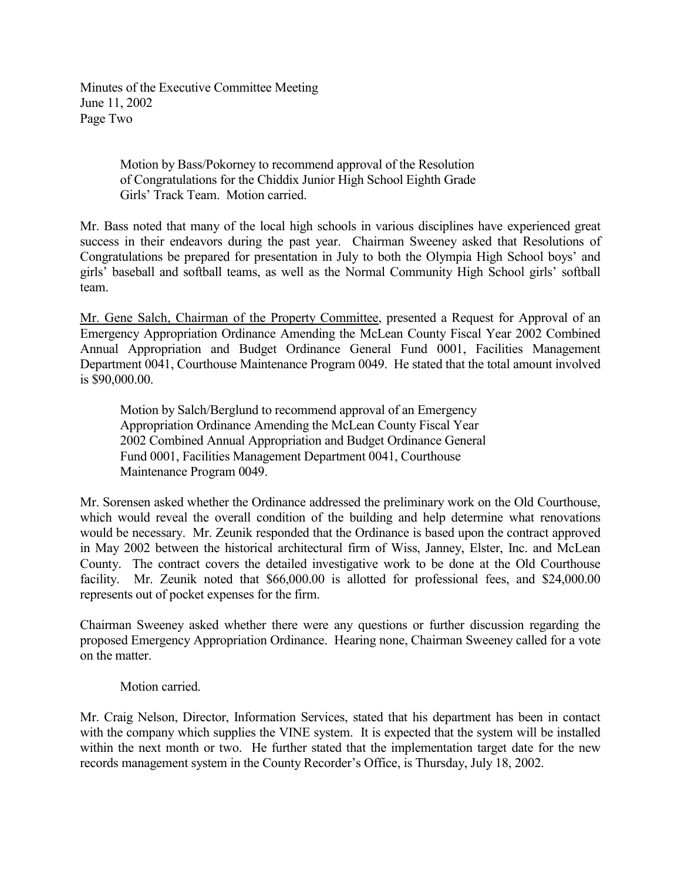Motion by Bass/Pokorney to recommend approval of the Resolution of Congratulations for the Chiddix Junior High School Eighth Grade Girls' Track Team. Motion carried.

Mr. Bass noted that many of the local high schools in various disciplines have experienced great success in their endeavors during the past year. Chairman Sweeney asked that Resolutions of Congratulations be prepared for presentation in July to both the Olympia High School boys' and girls' baseball and softball teams, as well as the Normal Community High School girls' softball team.

Mr. Gene Salch, Chairman of the Property Committee, presented a Request for Approval of an Emergency Appropriation Ordinance Amending the McLean County Fiscal Year 2002 Combined Annual Appropriation and Budget Ordinance General Fund 0001, Facilities Management Department 0041, Courthouse Maintenance Program 0049. He stated that the total amount involved is $90,000.00.

Motion by Salch/Berglund to recommend approval of an Emergency Appropriation Ordinance Amending the McLean County Fiscal Year 2002 Combined Annual Appropriation and Budget Ordinance General Fund 0001, Facilities Management Department 0041, Courthouse Maintenance Program 0049.

Mr. Sorensen asked whether the Ordinance addressed the preliminary work on the Old Courthouse, which would reveal the overall condition of the building and help determine what renovations would be necessary. Mr. Zeunik responded that the Ordinance is based upon the contract approved in May 2002 between the historical architectural firm of Wiss, Janney, Elster, Inc. and McLean County. The contract covers the detailed investigative work to be done at the Old Courthouse facility. Mr. Zeunik noted that $66,000.00 is allotted for professional fees, and $24,000.00 represents out of pocket expenses for the firm.

Chairman Sweeney asked whether there were any questions or further discussion regarding the proposed Emergency Appropriation Ordinance. Hearing none, Chairman Sweeney called for a vote on the matter.

Motion carried.

Mr. Craig Nelson, Director, Information Services, stated that his department has been in contact with the company which supplies the VINE system. It is expected that the system will be installed within the next month or two. He further stated that the implementation target date for the new records management system in the County Recorder's Office, is Thursday, July 18, 2002.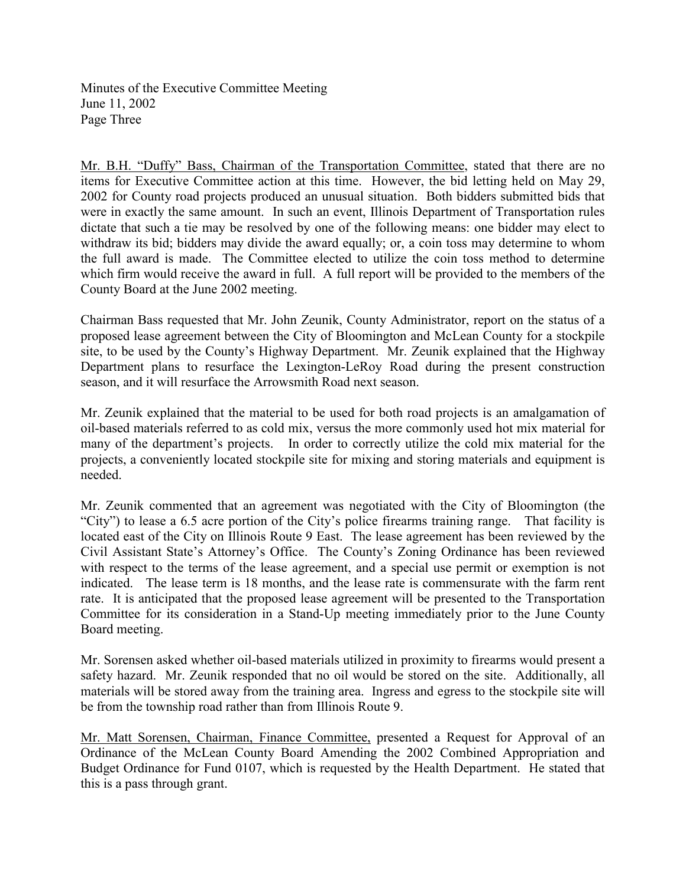Mr. B.H. "Duffy" Bass, Chairman of the Transportation Committee, stated that there are no items for Executive Committee action at this time. However, the bid letting held on May 29, 2002 for County road projects produced an unusual situation. Both bidders submitted bids that were in exactly the same amount. In such an event, Illinois Department of Transportation rules dictate that such a tie may be resolved by one of the following means: one bidder may elect to withdraw its bid; bidders may divide the award equally; or, a coin toss may determine to whom the full award is made. The Committee elected to utilize the coin toss method to determine which firm would receive the award in full. A full report will be provided to the members of the County Board at the June 2002 meeting.

Chairman Bass requested that Mr. John Zeunik, County Administrator, report on the status of a proposed lease agreement between the City of Bloomington and McLean County for a stockpile site, to be used by the County's Highway Department. Mr. Zeunik explained that the Highway Department plans to resurface the Lexington-LeRoy Road during the present construction season, and it will resurface the Arrowsmith Road next season.

Mr. Zeunik explained that the material to be used for both road projects is an amalgamation of oil-based materials referred to as cold mix, versus the more commonly used hot mix material for many of the department's projects. In order to correctly utilize the cold mix material for the projects, a conveniently located stockpile site for mixing and storing materials and equipment is needed.

Mr. Zeunik commented that an agreement was negotiated with the City of Bloomington (the "City") to lease a 6.5 acre portion of the City's police firearms training range. That facility is located east of the City on Illinois Route 9 East. The lease agreement has been reviewed by the Civil Assistant State's Attorney's Office. The County's Zoning Ordinance has been reviewed with respect to the terms of the lease agreement, and a special use permit or exemption is not indicated. The lease term is 18 months, and the lease rate is commensurate with the farm rent rate. It is anticipated that the proposed lease agreement will be presented to the Transportation Committee for its consideration in a Stand-Up meeting immediately prior to the June County Board meeting.

Mr. Sorensen asked whether oil-based materials utilized in proximity to firearms would present a safety hazard. Mr. Zeunik responded that no oil would be stored on the site. Additionally, all materials will be stored away from the training area. Ingress and egress to the stockpile site will be from the township road rather than from Illinois Route 9.

Mr. Matt Sorensen, Chairman, Finance Committee, presented a Request for Approval of an Ordinance of the McLean County Board Amending the 2002 Combined Appropriation and Budget Ordinance for Fund 0107, which is requested by the Health Department. He stated that this is a pass through grant.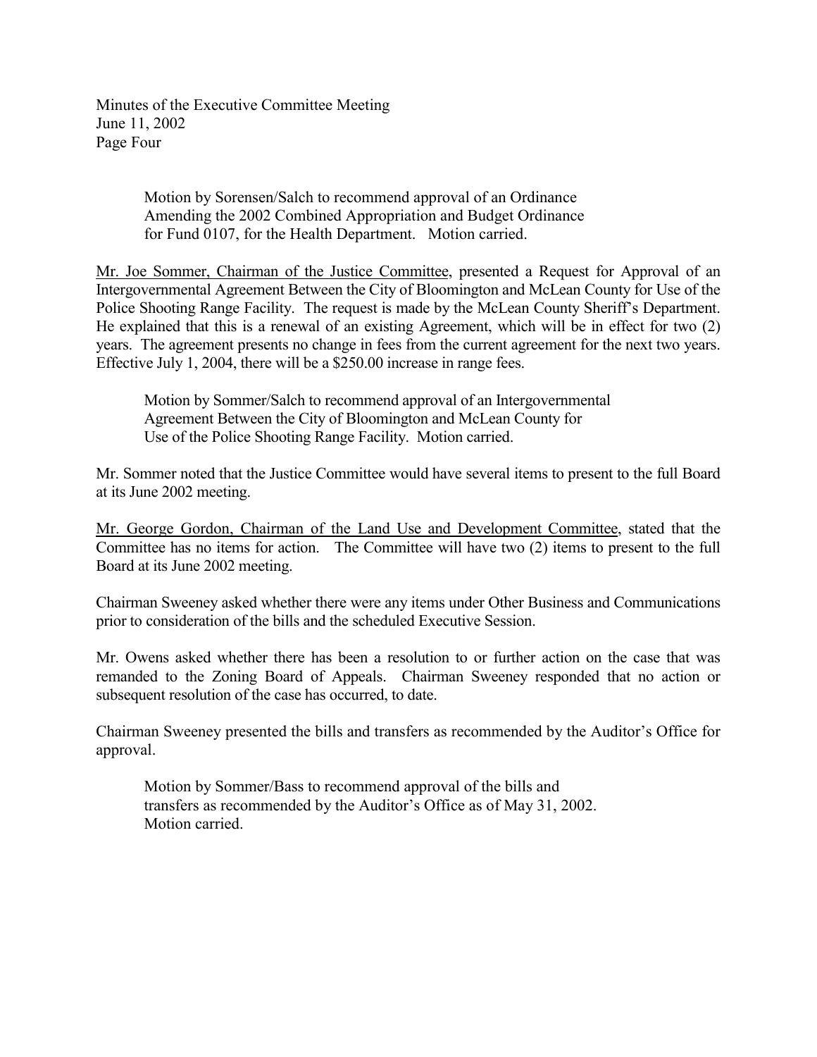Motion by Sorensen/Salch to recommend approval of an Ordinance Amending the 2002 Combined Appropriation and Budget Ordinance for Fund 0107, for the Health Department. Motion carried.

Mr. Joe Sommer, Chairman of the Justice Committee, presented a Request for Approval of an Intergovernmental Agreement Between the City of Bloomington and McLean County for Use of the Police Shooting Range Facility. The request is made by the McLean County Sheriff's Department. He explained that this is a renewal of an existing Agreement, which will be in effect for two (2) years. The agreement presents no change in fees from the current agreement for the next two years. Effective July 1, 2004, there will be a $250.00 increase in range fees.

Motion by Sommer/Salch to recommend approval of an Intergovernmental Agreement Between the City of Bloomington and McLean County for Use of the Police Shooting Range Facility. Motion carried.

Mr. Sommer noted that the Justice Committee would have several items to present to the full Board at its June 2002 meeting.

Mr. George Gordon, Chairman of the Land Use and Development Committee, stated that the Committee has no items for action. The Committee will have two (2) items to present to the full Board at its June 2002 meeting.

Chairman Sweeney asked whether there were any items under Other Business and Communications prior to consideration of the bills and the scheduled Executive Session.

Mr. Owens asked whether there has been a resolution to or further action on the case that was remanded to the Zoning Board of Appeals. Chairman Sweeney responded that no action or subsequent resolution of the case has occurred, to date.

Chairman Sweeney presented the bills and transfers as recommended by the Auditor's Office for approval.

Motion by Sommer/Bass to recommend approval of the bills and transfers as recommended by the Auditor's Office as of May 31, 2002. Motion carried.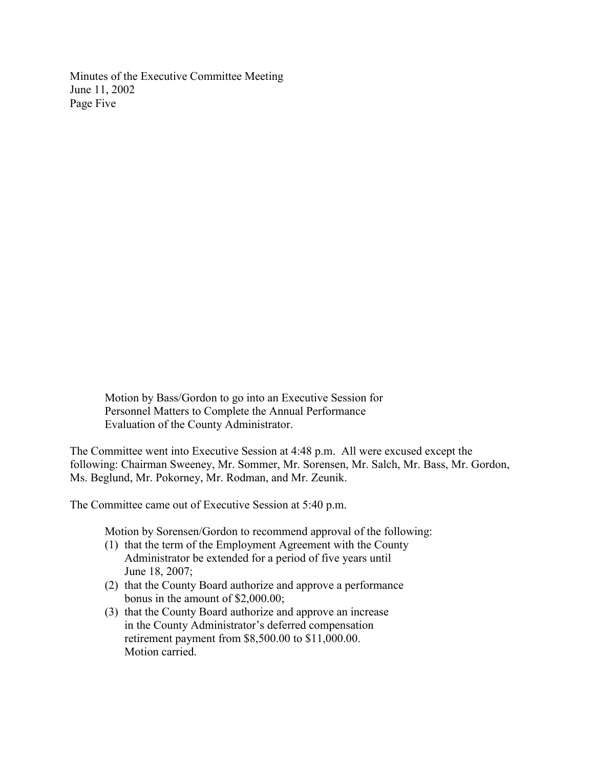Motion by Bass/Gordon to go into an Executive Session for Personnel Matters to Complete the Annual Performance Evaluation of the County Administrator.

The Committee went into Executive Session at 4:48 p.m. All were excused except the following: Chairman Sweeney, Mr. Sommer, Mr. Sorensen, Mr. Salch, Mr. Bass, Mr. Gordon, Ms. Beglund, Mr. Pokorney, Mr. Rodman, and Mr. Zeunik.

The Committee came out of Executive Session at 5:40 p.m.

Motion by Sorensen/Gordon to recommend approval of the following:

(1) that the term of the Employment Agreement with the County Administrator be extended for a period of five years until June 18, 2007;
(2) that the County Board authorize and approve a performance bonus in the amount of $2,000.00;
(3) that the County Board authorize and approve an increase in the County Administrator's deferred compensation retirement payment from $8,500.00 to $11,000.00.
Motion carried.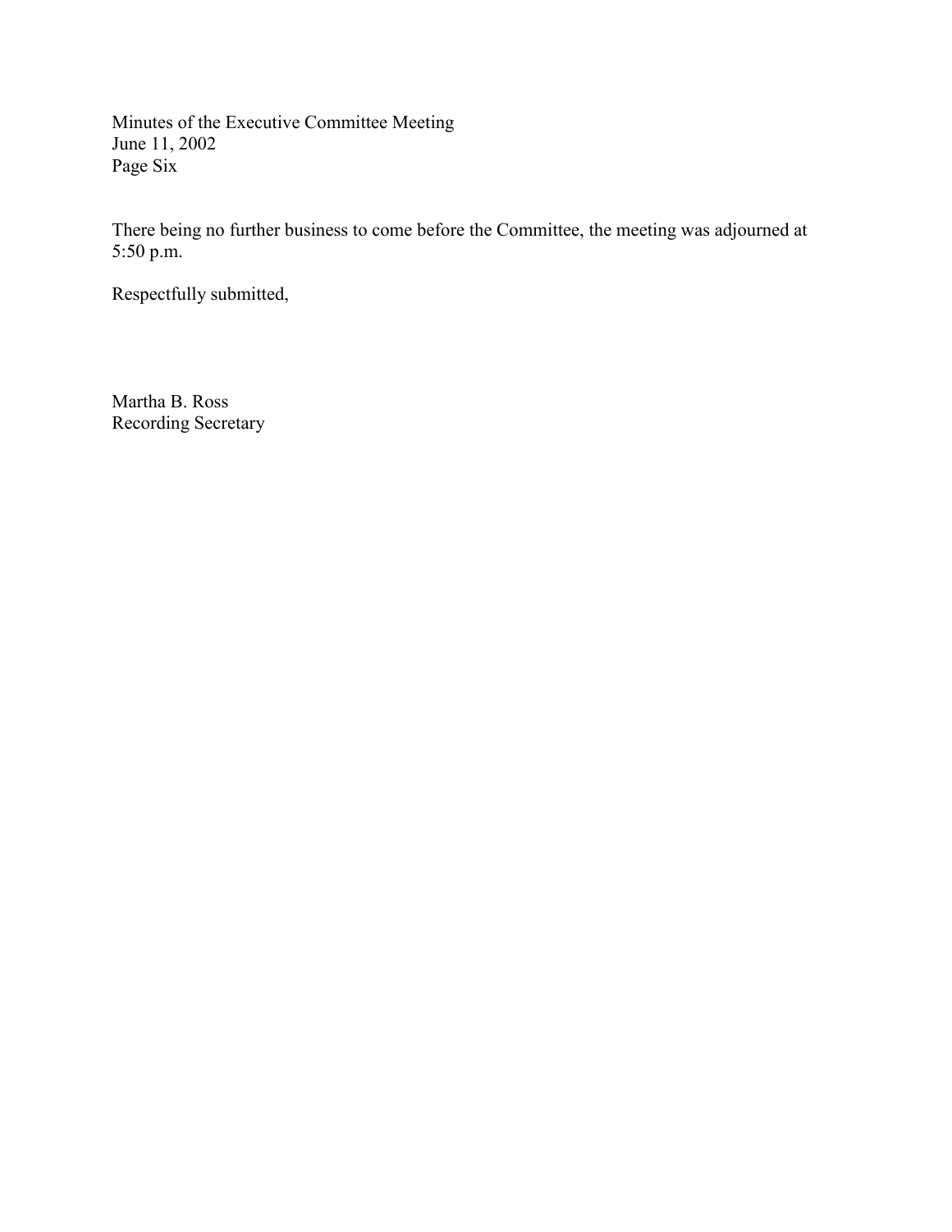There being no further business to come before the Committee, the meeting was adjourned at 5:50 p.m.

Respectfully submitted,

Martha B. Ross
Recording Secretary